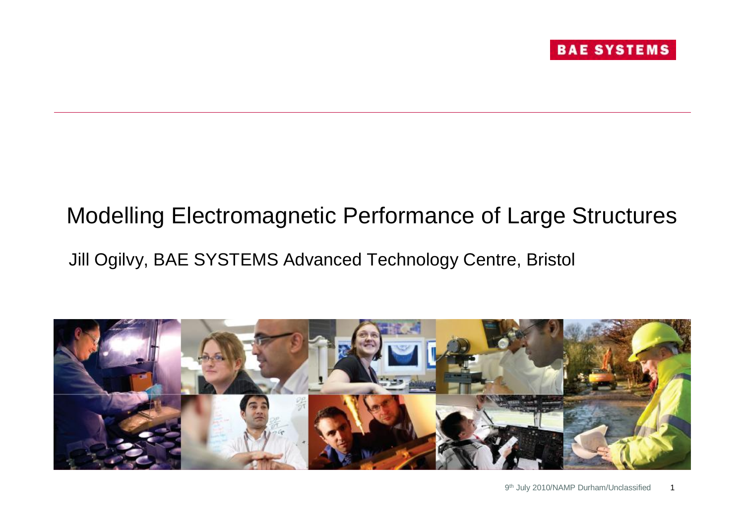# Modelling Electromagnetic Performance of Large Structures

Jill Ogilvy, BAE SYSTEMS Advanced Technology Centre, Bristol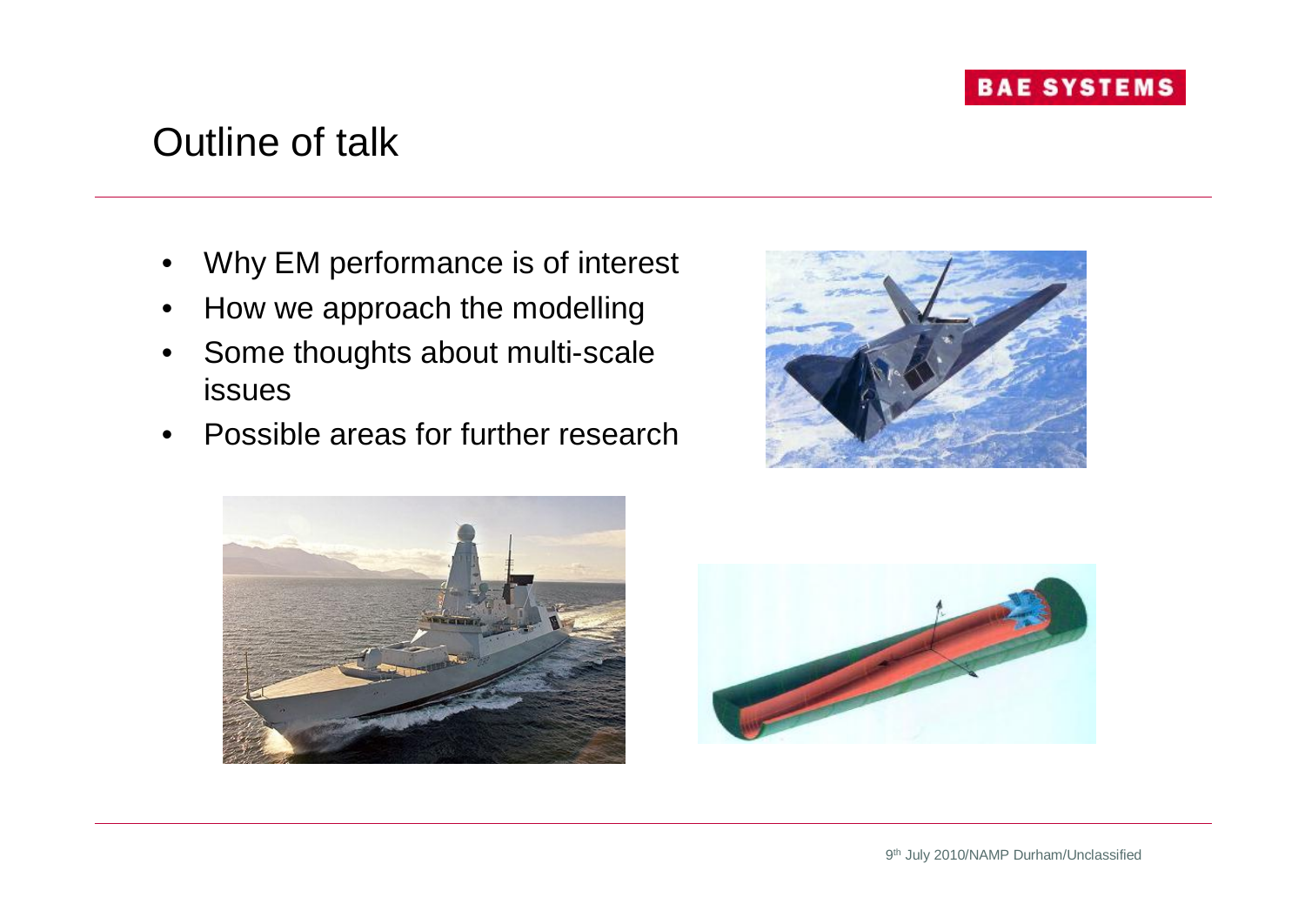# Outline of talk

- Why EM performance is of interest
- How we approach the modelling
- Some thoughts about multi-scale issues
- Possible areas for further research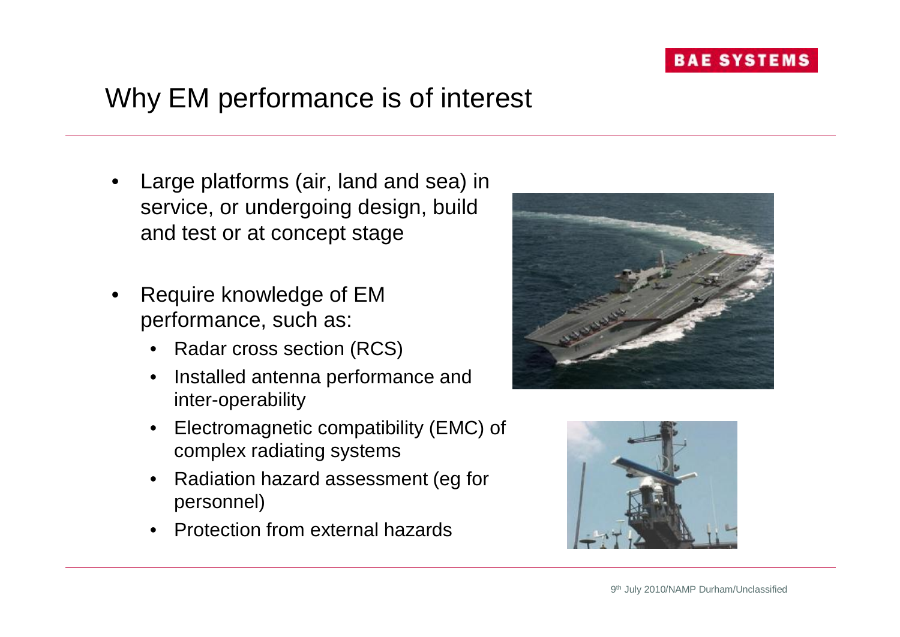# Why EM performance is of interest

- Large platforms (air, land and sea) in service, or undergoing design, build and test or at concept stage
- Require knowledge of EM performance, such as:
  - Radar cross section (RCS)
  - Installed antenna performance and inter-operability
  - Electromagnetic compatibility (EMC) of complex radiating systems
  - Radiation hazard assessment (eg for personnel)
  - Protection from external hazards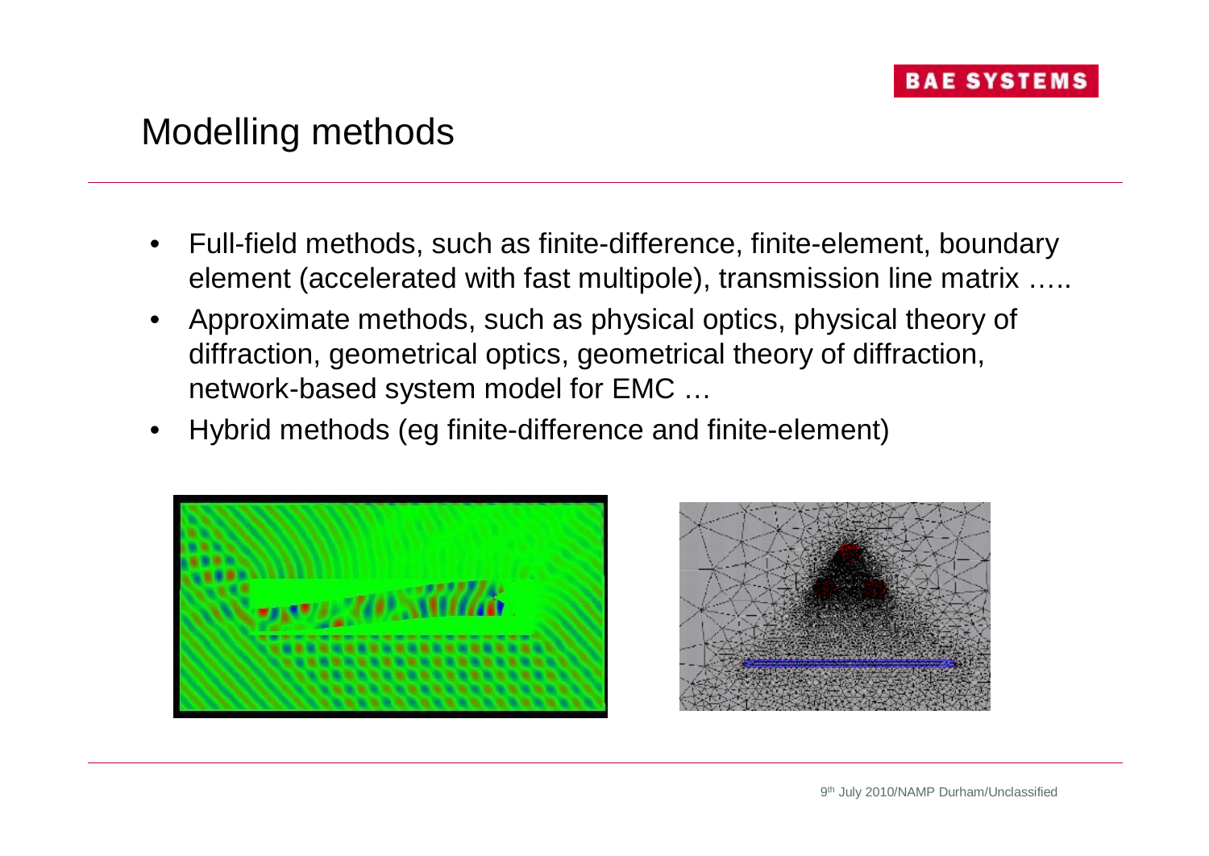# Modelling methods

- Full-field methods, such as finite-difference, finite-element, boundary element (accelerated with fast multipole), transmission line matrix …..
- Approximate methods, such as physical optics, physical theory of diffraction, geometrical optics, geometrical theory of diffraction, network-based system model for EMC …
- Hybrid methods (eg finite-difference and finite-element)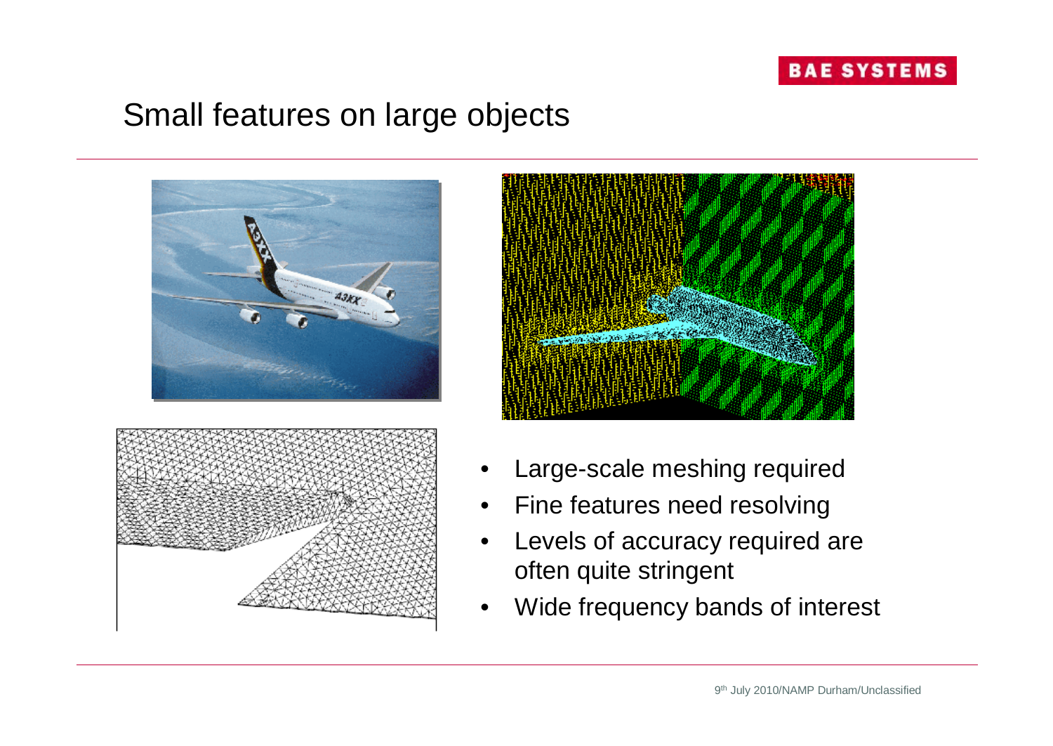# Small features on large objects

- Large-scale meshing required
- Fine features need resolving
- Levels of accuracy required are often quite stringent
- Wide frequency bands of interest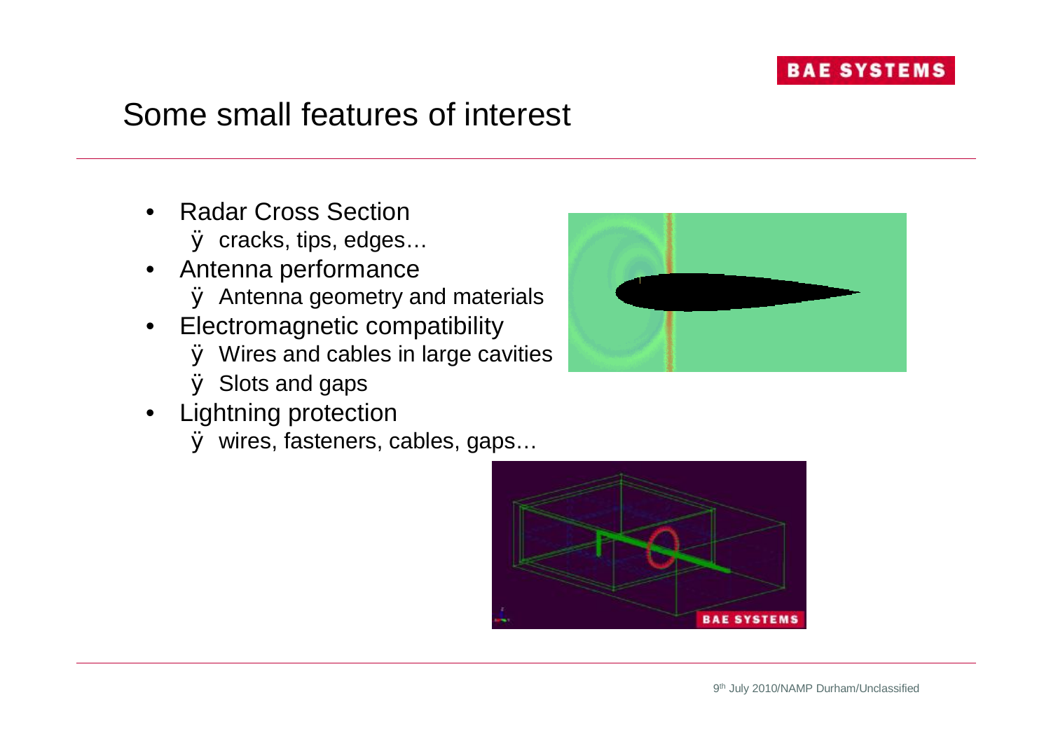# Some small features of interest

- Radar Cross Section
  - cracks, tips, edges…
- Antenna performance
  - Antenna geometry and materials
- Electromagnetic compatibility
  - Wires and cables in large cavities
  - Slots and gaps
- Lightning protection
  - wires, fasteners, cables, gaps…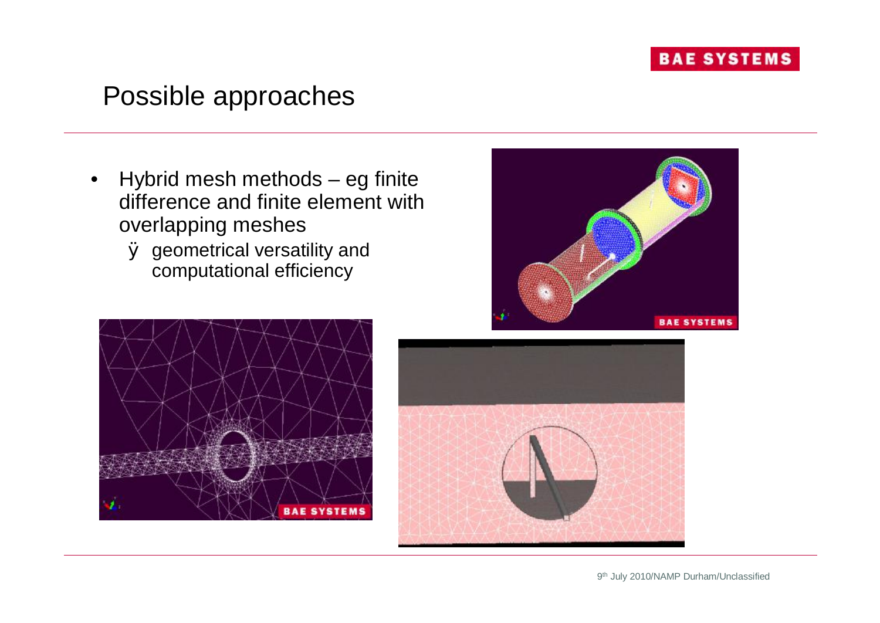# Possible approaches

- Hybrid mesh methods – eg finite difference and finite element with overlapping meshes
  - geometrical versatility and computational efficiency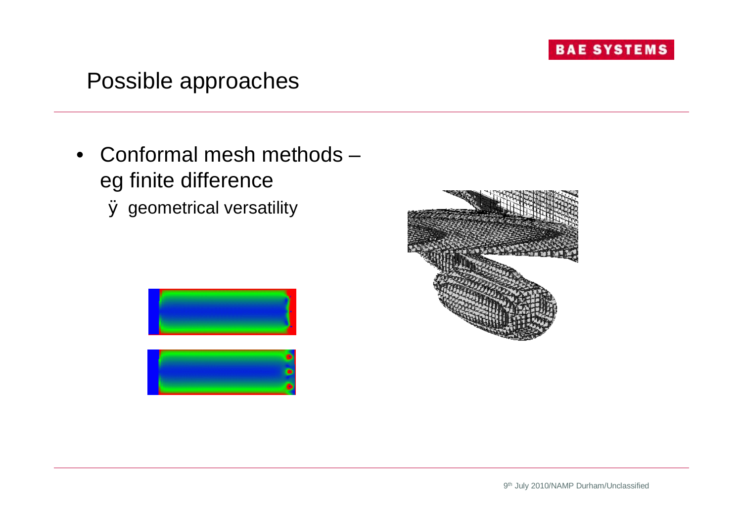## Possible approaches

- Conformal mesh methods – eg finite difference
  - ÿ geometrical versatility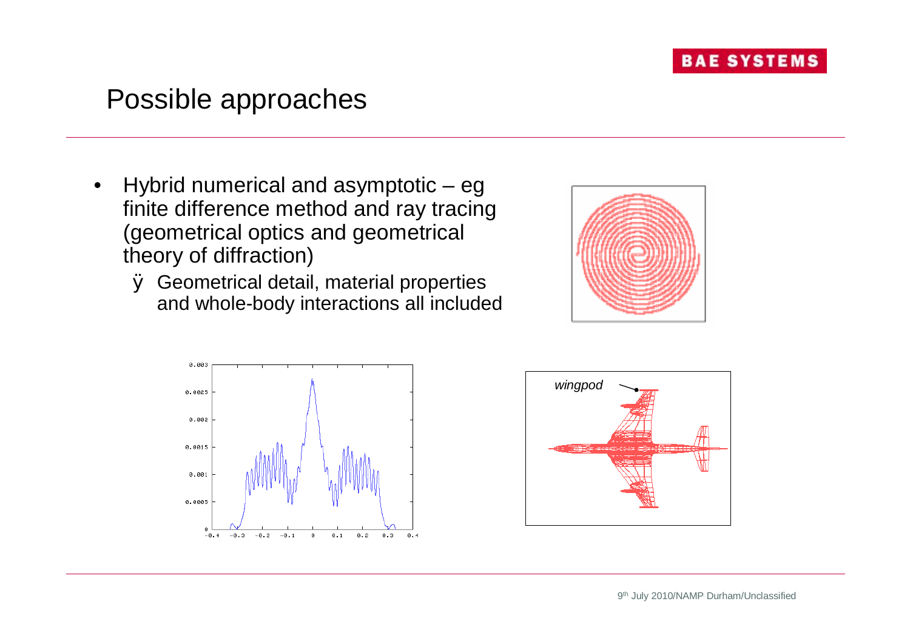# Possible approaches

- Hybrid numerical and asymptotic – eg finite difference method and ray tracing (geometrical optics and geometrical theory of diffraction)
  - Geometrical detail, material properties and whole-body interactions all included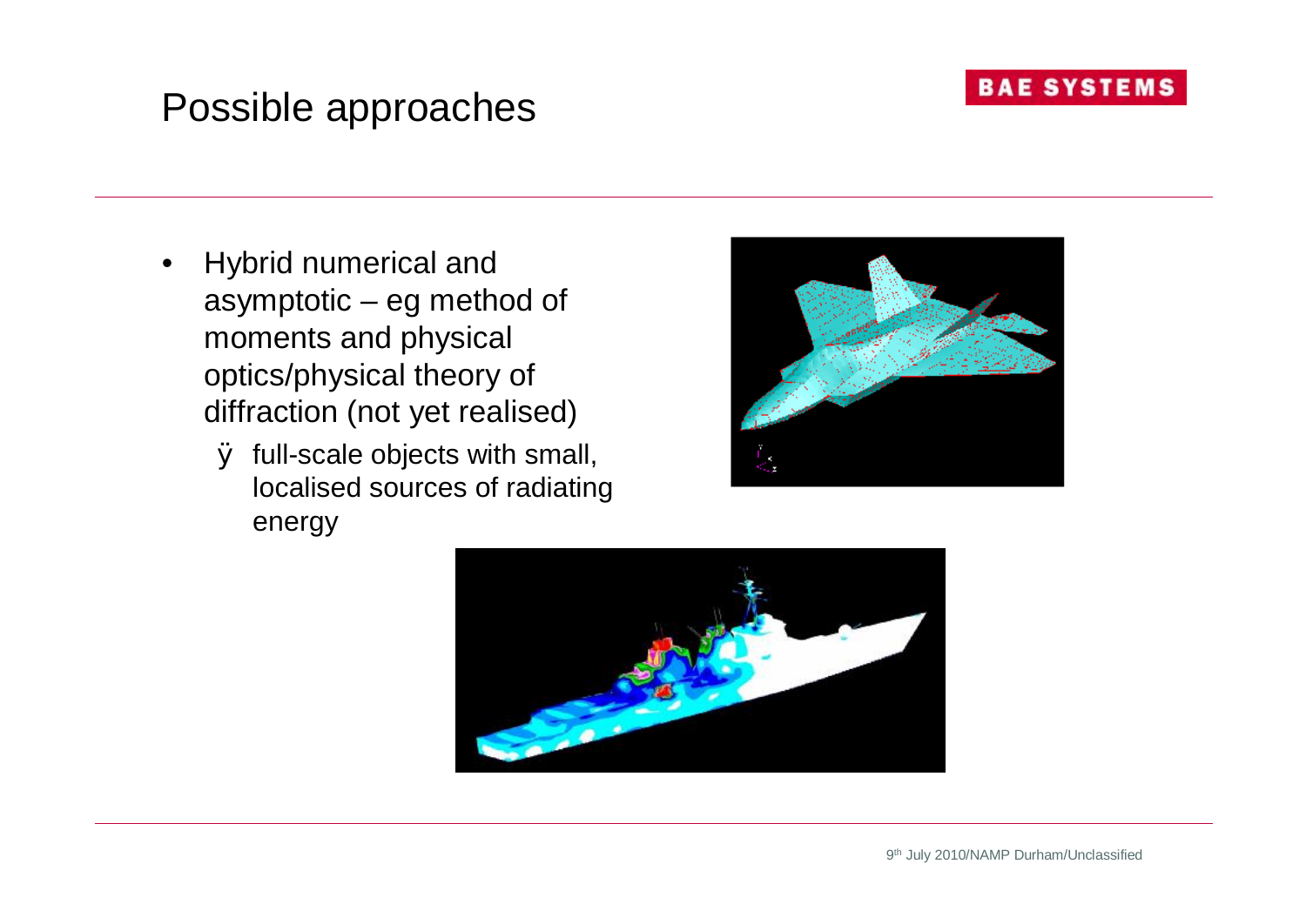# Possible approaches

- Hybrid numerical and asymptotic – eg method of moments and physical optics/physical theory of diffraction (not yet realised)
  - full-scale objects with small, localised sources of radiating energy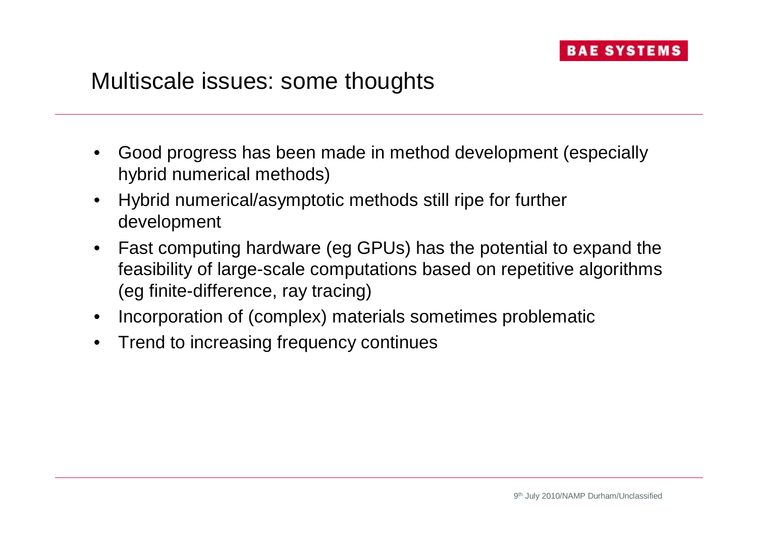# Multiscale issues: some thoughts

- Good progress has been made in method development (especially hybrid numerical methods)
- Hybrid numerical/asymptotic methods still ripe for further development
- Fast computing hardware (eg GPUs) has the potential to expand the feasibility of large-scale computations based on repetitive algorithms (eg finite-difference, ray tracing)
- Incorporation of (complex) materials sometimes problematic
- Trend to increasing frequency continues